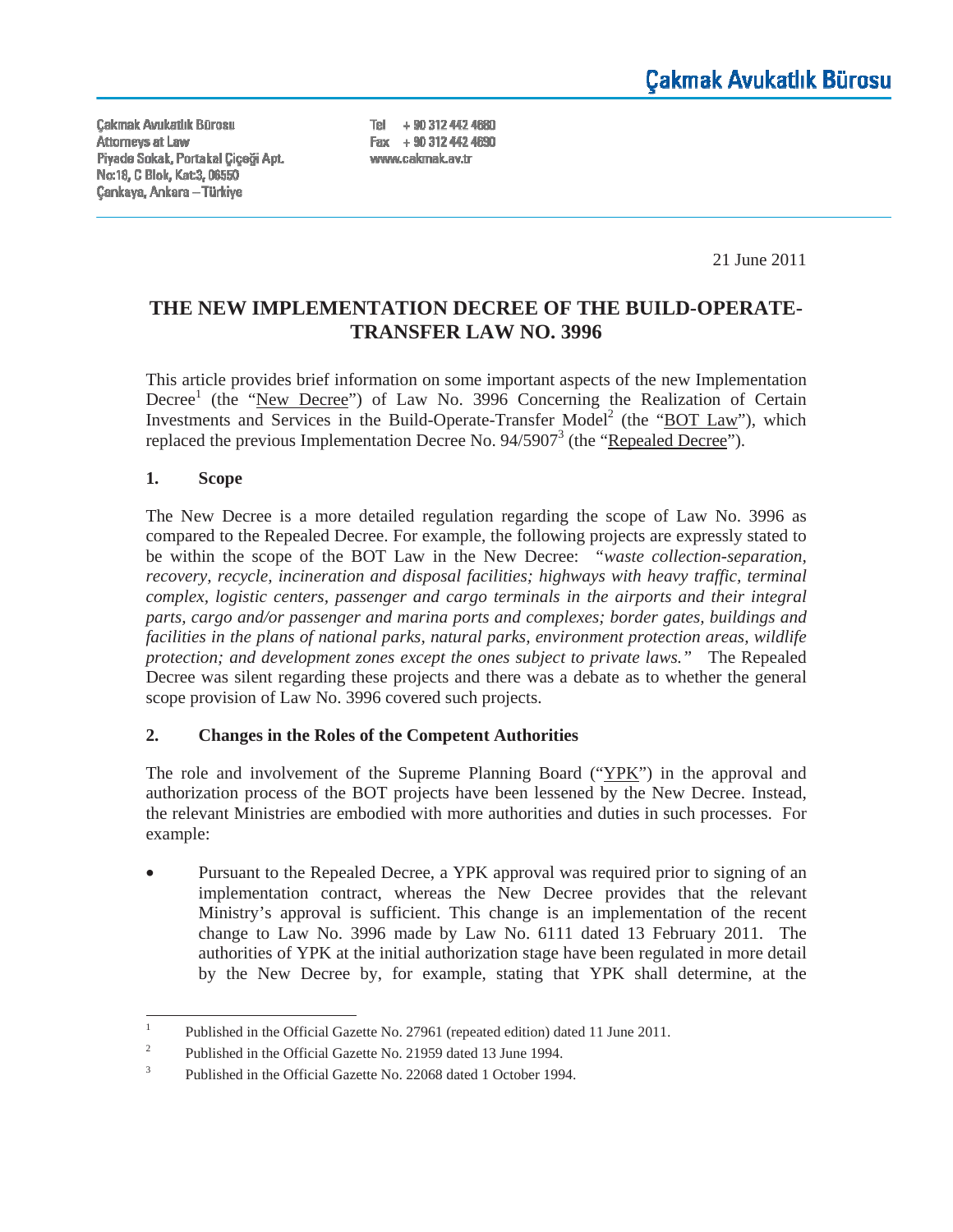Çakmak Avukatlık Bürosu

Çakmak Avukatlık Bürosu
Attorneys at Law
Piyade Sokak, Portakal Çiçeği Apt.
No:18, C Blok, Kat:3, 06550
Çankaya, Ankara – Türkiye

Tel + 90 312 442 4680
Fax + 90 312 442 4690
www.cakmak.av.tr

21 June 2011

# THE NEW IMPLEMENTATION DECREE OF THE BUILD-OPERATE-TRANSFER LAW NO. 3996

This article provides brief information on some important aspects of the new Implementation Decree[1] (the "New Decree") of Law No. 3996 Concerning the Realization of Certain Investments and Services in the Build-Operate-Transfer Model[2] (the "BOT Law"), which replaced the previous Implementation Decree No. 94/5907[3] (the "Repealed Decree").

## 1. Scope

The New Decree is a more detailed regulation regarding the scope of Law No. 3996 as compared to the Repealed Decree. For example, the following projects are expressly stated to be within the scope of the BOT Law in the New Decree: *"waste collection-separation, recovery, recycle, incineration and disposal facilities; highways with heavy traffic, terminal complex, logistic centers, passenger and cargo terminals in the airports and their integral parts, cargo and/or passenger and marina ports and complexes; border gates, buildings and facilities in the plans of national parks, natural parks, environment protection areas, wildlife protection; and development zones except the ones subject to private laws."* The Repealed Decree was silent regarding these projects and there was a debate as to whether the general scope provision of Law No. 3996 covered such projects.

## 2. Changes in the Roles of the Competent Authorities

The role and involvement of the Supreme Planning Board ("YPK") in the approval and authorization process of the BOT projects have been lessened by the New Decree. Instead, the relevant Ministries are embodied with more authorities and duties in such processes. For example:

- Pursuant to the Repealed Decree, a YPK approval was required prior to signing of an implementation contract, whereas the New Decree provides that the relevant Ministry's approval is sufficient. This change is an implementation of the recent change to Law No. 3996 made by Law No. 6111 dated 13 February 2011. The authorities of YPK at the initial authorization stage have been regulated in more detail by the New Decree by, for example, stating that YPK shall determine, at the

---

[1] Published in the Official Gazette No. 27961 (repeated edition) dated 11 June 2011.

[2] Published in the Official Gazette No. 21959 dated 13 June 1994.

[3] Published in the Official Gazette No. 22068 dated 1 October 1994.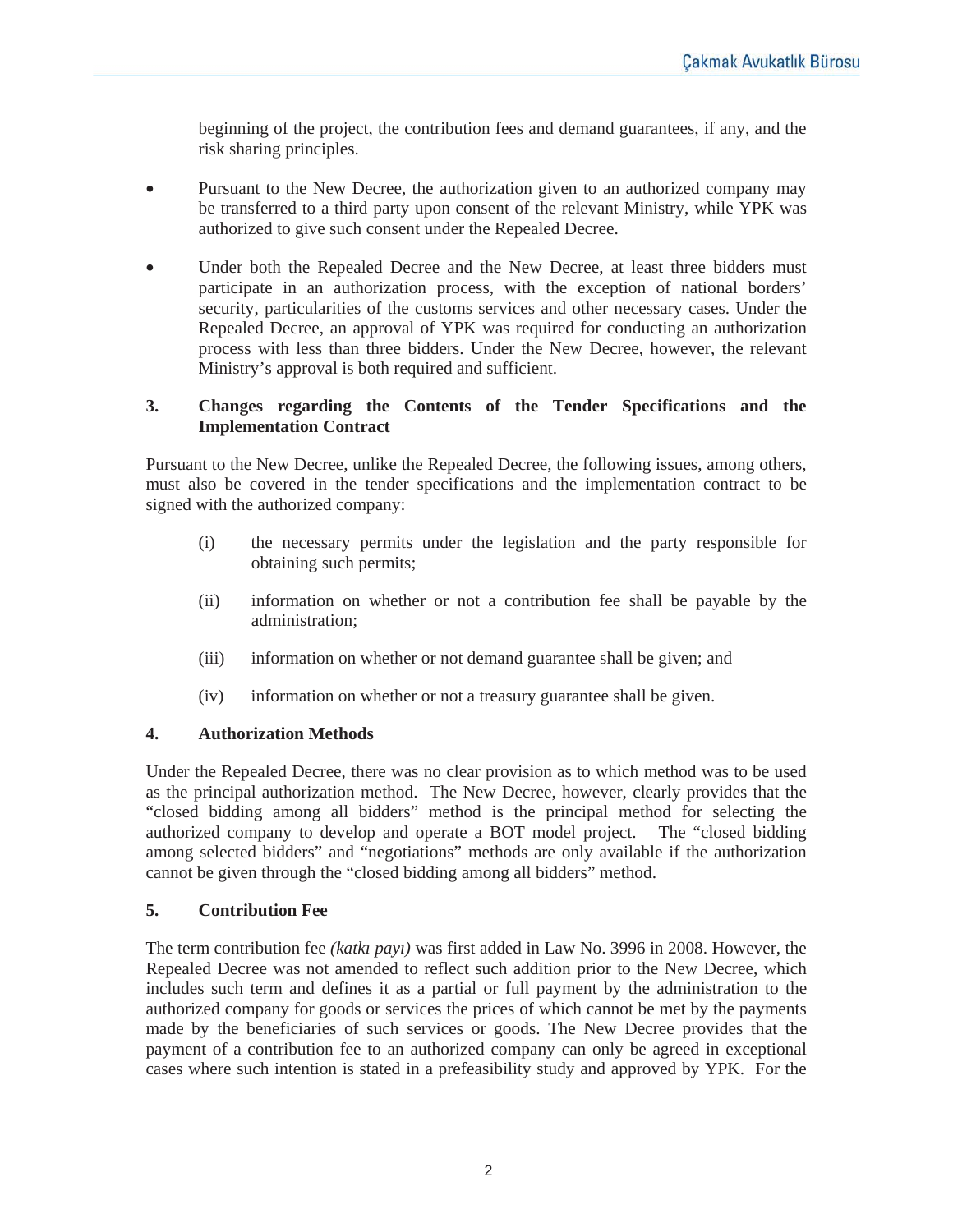beginning of the project, the contribution fees and demand guarantees, if any, and the risk sharing principles.

- Pursuant to the New Decree, the authorization given to an authorized company may be transferred to a third party upon consent of the relevant Ministry, while YPK was authorized to give such consent under the Repealed Decree.

- Under both the Repealed Decree and the New Decree, at least three bidders must participate in an authorization process, with the exception of national borders' security, particularities of the customs services and other necessary cases. Under the Repealed Decree, an approval of YPK was required for conducting an authorization process with less than three bidders. Under the New Decree, however, the relevant Ministry's approval is both required and sufficient.

## 3. Changes regarding the Contents of the Tender Specifications and the Implementation Contract

Pursuant to the New Decree, unlike the Repealed Decree, the following issues, among others, must also be covered in the tender specifications and the implementation contract to be signed with the authorized company:

(i) the necessary permits under the legislation and the party responsible for obtaining such permits;

(ii) information on whether or not a contribution fee shall be payable by the administration;

(iii) information on whether or not demand guarantee shall be given; and

(iv) information on whether or not a treasury guarantee shall be given.

## 4. Authorization Methods

Under the Repealed Decree, there was no clear provision as to which method was to be used as the principal authorization method. The New Decree, however, clearly provides that the "closed bidding among all bidders" method is the principal method for selecting the authorized company to develop and operate a BOT model project. The "closed bidding among selected bidders" and "negotiations" methods are only available if the authorization cannot be given through the "closed bidding among all bidders" method.

## 5. Contribution Fee

The term contribution fee *(katkı payı)* was first added in Law No. 3996 in 2008. However, the Repealed Decree was not amended to reflect such addition prior to the New Decree, which includes such term and defines it as a partial or full payment by the administration to the authorized company for goods or services the prices of which cannot be met by the payments made by the beneficiaries of such services or goods. The New Decree provides that the payment of a contribution fee to an authorized company can only be agreed in exceptional cases where such intention is stated in a prefeasibility study and approved by YPK. For the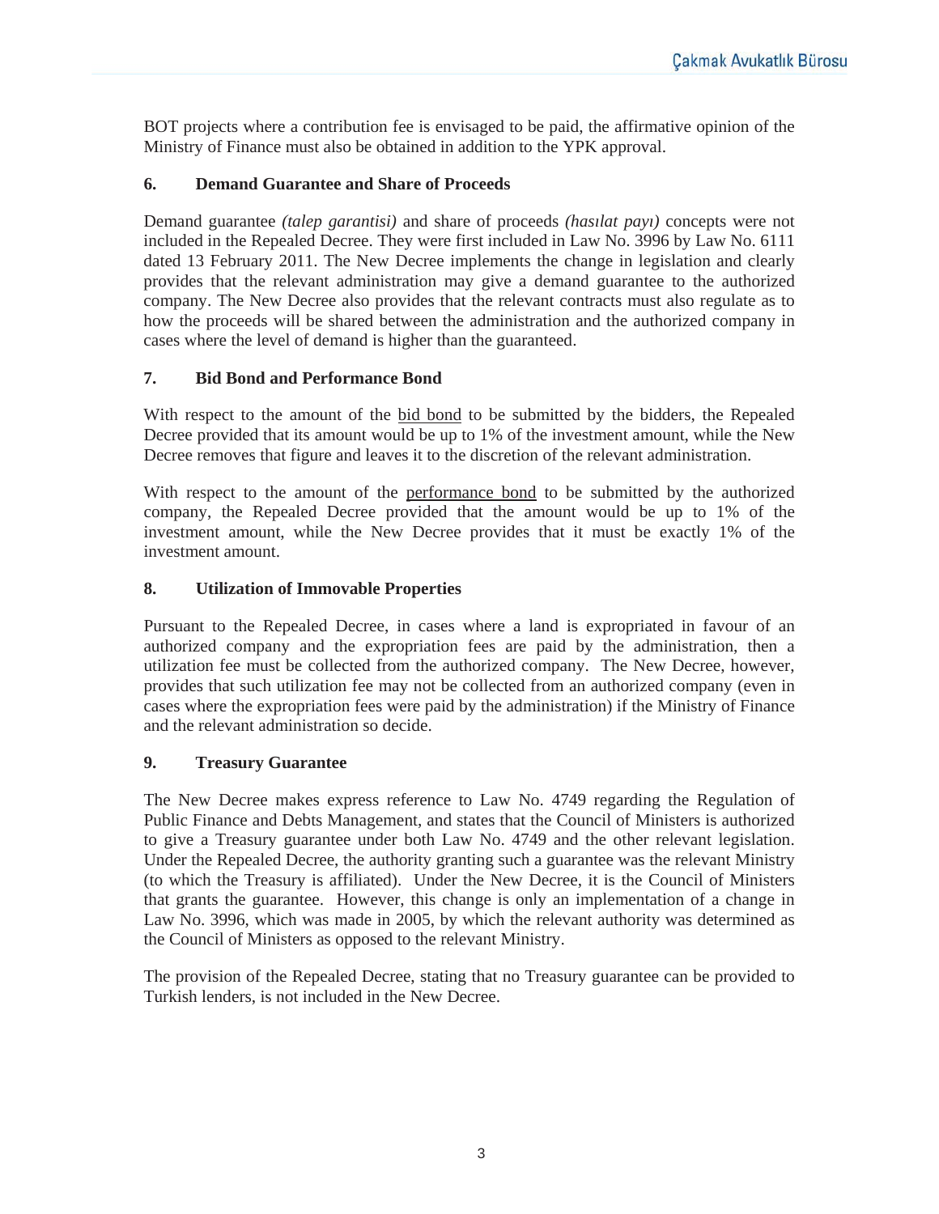BOT projects where a contribution fee is envisaged to be paid, the affirmative opinion of the Ministry of Finance must also be obtained in addition to the YPK approval.

### 6. Demand Guarantee and Share of Proceeds

Demand guarantee *(talep garantisi)* and share of proceeds *(hasılat payı)* concepts were not included in the Repealed Decree. They were first included in Law No. 3996 by Law No. 6111 dated 13 February 2011. The New Decree implements the change in legislation and clearly provides that the relevant administration may give a demand guarantee to the authorized company. The New Decree also provides that the relevant contracts must also regulate as to how the proceeds will be shared between the administration and the authorized company in cases where the level of demand is higher than the guaranteed.

### 7. Bid Bond and Performance Bond

With respect to the amount of the <u>bid bond</u> to be submitted by the bidders, the Repealed Decree provided that its amount would be up to 1% of the investment amount, while the New Decree removes that figure and leaves it to the discretion of the relevant administration.

With respect to the amount of the <u>performance bond</u> to be submitted by the authorized company, the Repealed Decree provided that the amount would be up to 1% of the investment amount, while the New Decree provides that it must be exactly 1% of the investment amount.

### 8. Utilization of Immovable Properties

Pursuant to the Repealed Decree, in cases where a land is expropriated in favour of an authorized company and the expropriation fees are paid by the administration, then a utilization fee must be collected from the authorized company. The New Decree, however, provides that such utilization fee may not be collected from an authorized company (even in cases where the expropriation fees were paid by the administration) if the Ministry of Finance and the relevant administration so decide.

### 9. Treasury Guarantee

The New Decree makes express reference to Law No. 4749 regarding the Regulation of Public Finance and Debts Management, and states that the Council of Ministers is authorized to give a Treasury guarantee under both Law No. 4749 and the other relevant legislation. Under the Repealed Decree, the authority granting such a guarantee was the relevant Ministry (to which the Treasury is affiliated). Under the New Decree, it is the Council of Ministers that grants the guarantee. However, this change is only an implementation of a change in Law No. 3996, which was made in 2005, by which the relevant authority was determined as the Council of Ministers as opposed to the relevant Ministry.

The provision of the Repealed Decree, stating that no Treasury guarantee can be provided to Turkish lenders, is not included in the New Decree.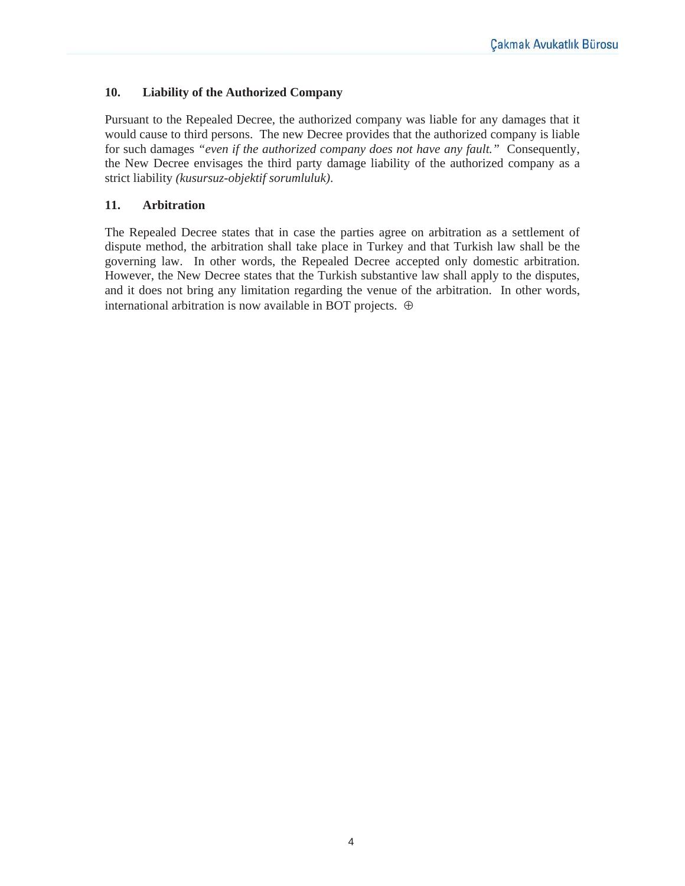## 10. Liability of the Authorized Company

Pursuant to the Repealed Decree, the authorized company was liable for any damages that it would cause to third persons. The new Decree provides that the authorized company is liable for such damages *"even if the authorized company does not have any fault."* Consequently, the New Decree envisages the third party damage liability of the authorized company as a strict liability *(kusursuz-objektif sorumluluk)*.

## 11. Arbitration

The Repealed Decree states that in case the parties agree on arbitration as a settlement of dispute method, the arbitration shall take place in Turkey and that Turkish law shall be the governing law. In other words, the Repealed Decree accepted only domestic arbitration. However, the New Decree states that the Turkish substantive law shall apply to the disputes, and it does not bring any limitation regarding the venue of the arbitration. In other words, international arbitration is now available in BOT projects. ⊕